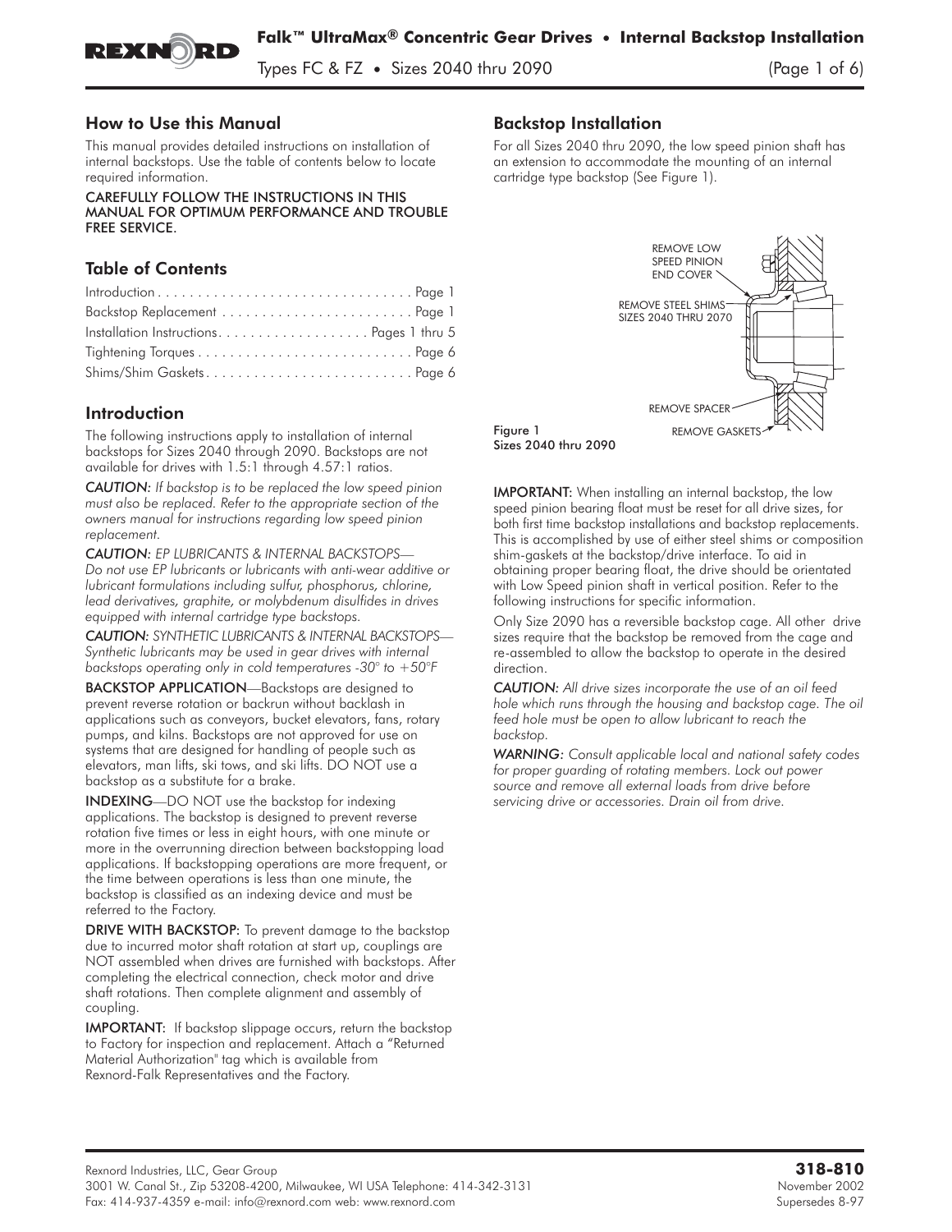# Falk™ UltraMax® Concentric Gear Drives • Internal Backstop Installation

Types FC & FZ • Sizes 2040 thru 2090

## How to Use this Manual

This manual provides detailed instructions on installation of internal backstops. Use the table of contents below to locate required information.

CAREFULLY FOLLOW THE INSTRUCTIONS IN THIS MANUAL FOR OPTIMUM PERFORMANCE AND TROUBLE FREE SERVICE.

## Table of Contents

Introduction . . . . . . . . . . . . . . . . . . . . . . . . . . . . . . . . Page 1
Backstop Replacement . . . . . . . . . . . . . . . . . . . . . . . . Page 1
Installation Instructions. . . . . . . . . . . . . . . . . . . . Pages 1 thru 5
Tightening Torques . . . . . . . . . . . . . . . . . . . . . . . . . . . Page 6
Shims/Shim Gaskets. . . . . . . . . . . . . . . . . . . . . . . . . . Page 6

## Introduction

The following instructions apply to installation of internal backstops for Sizes 2040 through 2090. Backstops are not available for drives with 1.5:1 through 4.57:1 ratios.

*CAUTION: If backstop is to be replaced the low speed pinion must also be replaced. Refer to the appropriate section of the owners manual for instructions regarding low speed pinion replacement.*

*CAUTION: EP LUBRICANTS & INTERNAL BACKSTOPS— Do not use EP lubricants or lubricants with anti-wear additive or lubricant formulations including sulfur, phosphorus, chlorine, lead derivatives, graphite, or molybdenum disulfides in drives equipped with internal cartridge type backstops.*

*CAUTION: SYNTHETIC LUBRICANTS & INTERNAL BACKSTOPS— Synthetic lubricants may be used in gear drives with internal backstops operating only in cold temperatures -30° to +50°F*

**BACKSTOP APPLICATION**—Backstops are designed to prevent reverse rotation or backrun without backlash in applications such as conveyors, bucket elevators, fans, rotary pumps, and kilns. Backstops are not approved for use on systems that are designed for handling of people such as elevators, man lifts, ski tows, and ski lifts. DO NOT use a backstop as a substitute for a brake.

**INDEXING**—DO NOT use the backstop for indexing applications. The backstop is designed to prevent reverse rotation five times or less in eight hours, with one minute or more in the overrunning direction between backstopping load applications. If backstopping operations are more frequent, or the time between operations is less than one minute, the backstop is classified as an indexing device and must be referred to the Factory.

**DRIVE WITH BACKSTOP:** To prevent damage to the backstop due to incurred motor shaft rotation at start up, couplings are NOT assembled when drives are furnished with backstops. After completing the electrical connection, check motor and drive shaft rotations. Then complete alignment and assembly of coupling.

**IMPORTANT:** If backstop slippage occurs, return the backstop to Factory for inspection and replacement. Attach a "Returned Material Authorization" tag which is available from Rexnord-Falk Representatives and the Factory.

## Backstop Installation

For all Sizes 2040 thru 2090, the low speed pinion shaft has an extension to accommodate the mounting of an internal cartridge type backstop (See Figure 1).

REMOVE LOW SPEED PINION END COVER
REMOVE STEEL SHIMS SIZES 2040 THRU 2070
REMOVE SPACER
REMOVE GASKETS

Figure 1
Sizes 2040 thru 2090

**IMPORTANT:** When installing an internal backstop, the low speed pinion bearing float must be reset for all drive sizes, for both first time backstop installations and backstop replacements. This is accomplished by use of either steel shims or composition shim-gaskets at the backstop/drive interface. To aid in obtaining proper bearing float, the drive should be orientated with Low Speed pinion shaft in vertical position. Refer to the following instructions for specific information.

Only Size 2090 has a reversible backstop cage. All other drive sizes require that the backstop be removed from the cage and re-assembled to allow the backstop to operate in the desired direction.

*CAUTION: All drive sizes incorporate the use of an oil feed hole which runs through the housing and backstop cage. The oil feed hole must be open to allow lubricant to reach the backstop.*

*WARNING: Consult applicable local and national safety codes for proper guarding of rotating members. Lock out power source and remove all external loads from drive before servicing drive or accessories. Drain oil from drive.*

Rexnord Industries, LLC, Gear Group
3001 W. Canal St., Zip 53208-4200, Milwaukee, WI USA Telephone: 414-342-3131
Fax: 414-937-4359 e-mail: info@rexnord.com web: www.rexnord.com

**318-810**
November 2002
Supersedes 8-97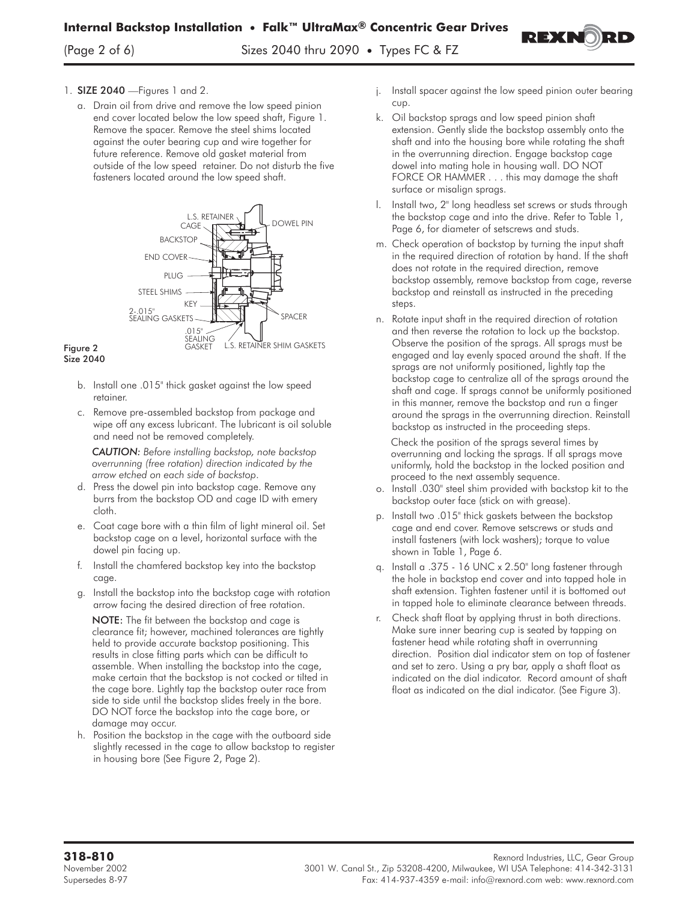1. **SIZE 2040** —Figures 1 and 2.

   a. Drain oil from drive and remove the low speed pinion end cover located below the low speed shaft, Figure 1. Remove the spacer. Remove the steel shims located against the outer bearing cup and wire together for future reference. Remove old gasket material from outside of the low speed retainer. Do not disturb the five fasteners located around the low speed shaft.

L.S. RETAINER, CAGE, DOWEL PIN, BACKSTOP, END COVER, PLUG, STEEL SHIMS, KEY, 2-.015" SEALING GASKETS, SPACER, .015" SEALING GASKET, L.S. RETAINER SHIM GASKETS

**Figure 2**
**Size 2040**

   b. Install one .015" thick gasket against the low speed retainer.

   c. Remove pre-assembled backstop from package and wipe off any excess lubricant. The lubricant is oil soluble and need not be removed completely.

      *CAUTION: Before installing backstop, note backstop overrunning (free rotation) direction indicated by the arrow etched on each side of backstop.*

   d. Press the dowel pin into backstop cage. Remove any burrs from the backstop OD and cage ID with emery cloth.

   e. Coat cage bore with a thin film of light mineral oil. Set backstop cage on a level, horizontal surface with the dowel pin facing up.

   f. Install the chamfered backstop key into the backstop cage.

   g. Install the backstop into the backstop cage with rotation arrow facing the desired direction of free rotation.

      **NOTE:** The fit between the backstop and cage is clearance fit; however, machined tolerances are tightly held to provide accurate backstop positioning. This results in close fitting parts which can be difficult to assemble. When installing the backstop into the cage, make certain that the backstop is not cocked or tilted in the cage bore. Lightly tap the backstop outer race from side to side until the backstop slides freely in the bore. DO NOT force the backstop into the cage bore, or damage may occur.

   h. Position the backstop in the cage with the outboard side slightly recessed in the cage to allow backstop to register in housing bore (See Figure 2, Page 2).

   j. Install spacer against the low speed pinion outer bearing cup.

   k. Oil backstop sprags and low speed pinion shaft extension. Gently slide the backstop assembly onto the shaft and into the housing bore while rotating the shaft in the overrunning direction. Engage backstop cage dowel into mating hole in housing wall. DO NOT FORCE OR HAMMER . . . this may damage the shaft surface or misalign sprags.

   l. Install two, 2" long headless set screws or studs through the backstop cage and into the drive. Refer to Table 1, Page 6, for diameter of setscrews and studs.

   m. Check operation of backstop by turning the input shaft in the required direction of rotation by hand. If the shaft does not rotate in the required direction, remove backstop assembly, remove backstop from cage, reverse backstop and reinstall as instructed in the preceding steps.

   n. Rotate input shaft in the required direction of rotation and then reverse the rotation to lock up the backstop. Observe the position of the sprags. All sprags must be engaged and lay evenly spaced around the shaft. If the sprags are not uniformly positioned, lightly tap the backstop cage to centralize all of the sprags around the shaft and cage. If sprags cannot be uniformly positioned in this manner, remove the backstop and run a finger around the sprags in the overrunning direction. Reinstall backstop as instructed in the proceeding steps.

      Check the position of the sprags several times by overrunning and locking the sprags. If all sprags move uniformly, hold the backstop in the locked position and proceed to the next assembly sequence.

   o. Install .030" steel shim provided with backstop kit to the backstop outer face (stick on with grease).

   p. Install two .015" thick gaskets between the backstop cage and end cover. Remove setscrews or studs and install fasteners (with lock washers); torque to value shown in Table 1, Page 6.

   q. Install a .375 - 16 UNC x 2.50" long fastener through the hole in backstop end cover and into tapped hole in shaft extension. Tighten fastener until it is bottomed out in tapped hole to eliminate clearance between threads.

   r. Check shaft float by applying thrust in both directions. Make sure inner bearing cup is seated by tapping on fastener head while rotating shaft in overrunning direction. Position dial indicator stem on top of fastener and set to zero. Using a pry bar, apply a shaft float as indicated on the dial indicator. Record amount of shaft float as indicated on the dial indicator. (See Figure 3).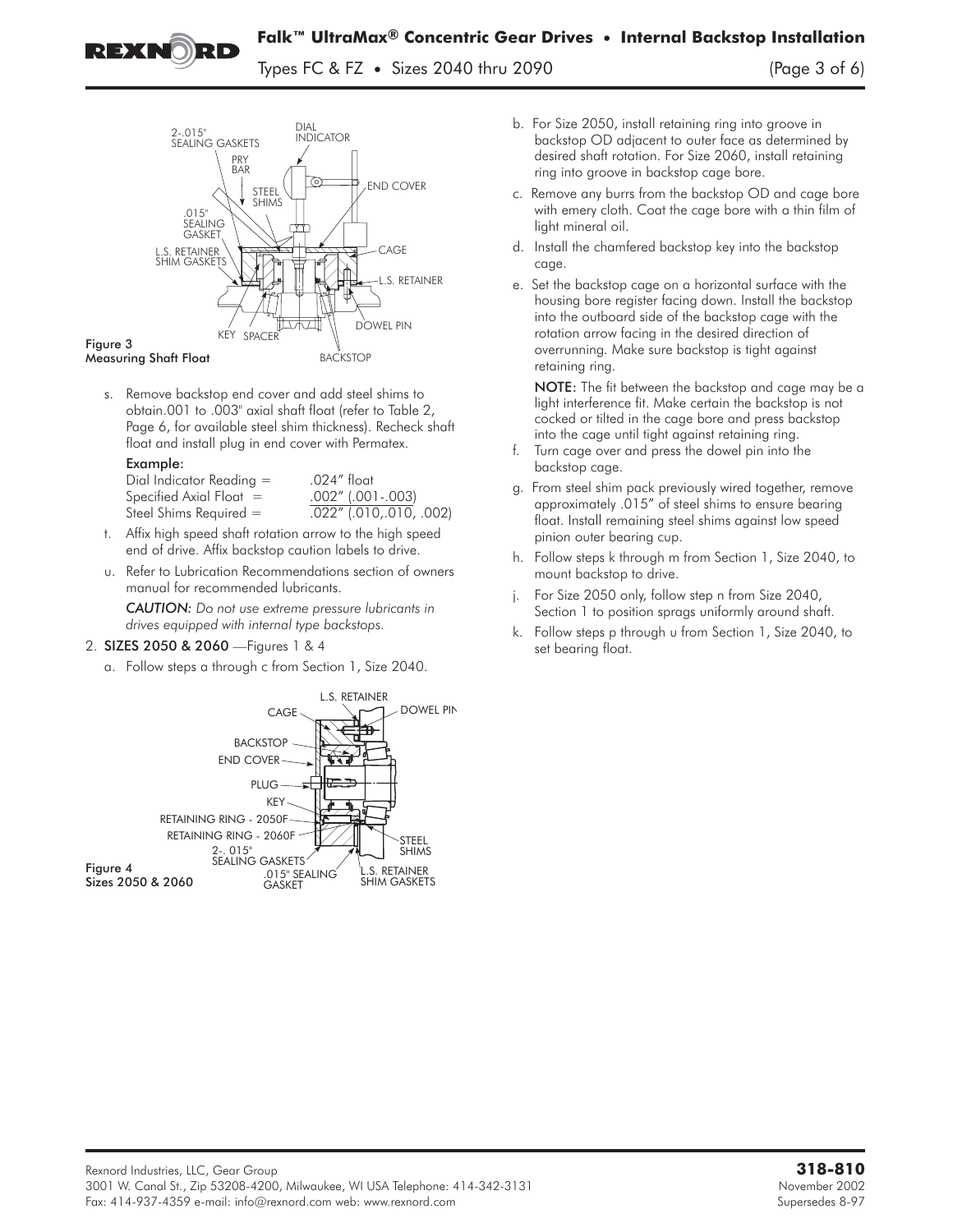Figure 3
Measuring Shaft Float

s. Remove backstop end cover and add steel shims to obtain.001 to .003" axial shaft float (refer to Table 2, Page 6, for available steel shim thickness). Recheck shaft float and install plug in end cover with Permatex.

**Example:**

| | |
|---|---|
| Dial Indicator Reading = | .024" float |
| Specified Axial Float = | .002" (.001-.003) |
| Steel Shims Required = | .022" (.010,.010, .002) |

t. Affix high speed shaft rotation arrow to the high speed end of drive. Affix backstop caution labels to drive.

u. Refer to Lubrication Recommendations section of owners manual for recommended lubricants.

*CAUTION: Do not use extreme pressure lubricants in drives equipped with internal type backstops.*

2. **SIZES 2050 & 2060** —Figures 1 & 4

a. Follow steps a through c from Section 1, Size 2040.

Figure 4
Sizes 2050 & 2060

b. For Size 2050, install retaining ring into groove in backstop OD adjacent to outer face as determined by desired shaft rotation. For Size 2060, install retaining ring into groove in backstop cage bore.

c. Remove any burrs from the backstop OD and cage bore with emery cloth. Coat the cage bore with a thin film of light mineral oil.

d. Install the chamfered backstop key into the backstop cage.

e. Set the backstop cage on a horizontal surface with the housing bore register facing down. Install the backstop into the outboard side of the backstop cage with the rotation arrow facing in the desired direction of overrunning. Make sure backstop is tight against retaining ring.

**NOTE:** The fit between the backstop and cage may be a light interference fit. Make certain the backstop is not cocked or tilted in the cage bore and press backstop into the cage until tight against retaining ring.

f. Turn cage over and press the dowel pin into the backstop cage.

g. From steel shim pack previously wired together, remove approximately .015" of steel shims to ensure bearing float. Install remaining steel shims against low speed pinion outer bearing cup.

h. Follow steps k through m from Section 1, Size 2040, to mount backstop to drive.

j. For Size 2050 only, follow step n from Size 2040, Section 1 to position sprags uniformly around shaft.

k. Follow steps p through u from Section 1, Size 2040, to set bearing float.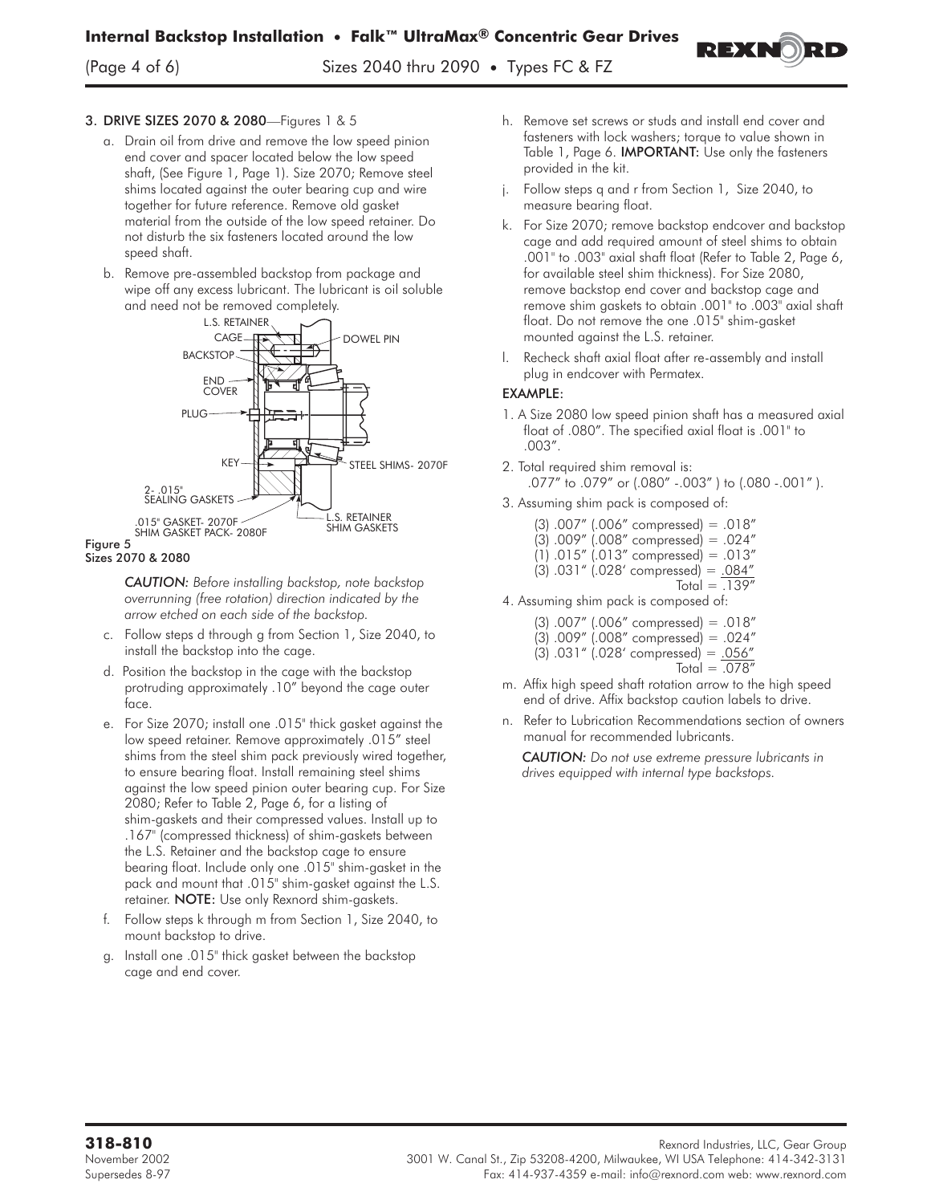### 3. DRIVE SIZES 2070 & 2080—Figures 1 & 5

a. Drain oil from drive and remove the low speed pinion end cover and spacer located below the low speed shaft, (See Figure 1, Page 1). Size 2070; Remove steel shims located against the outer bearing cup and wire together for future reference. Remove old gasket material from the outside of the low speed retainer. Do not disturb the six fasteners located around the low speed shaft.

b. Remove pre-assembled backstop from package and wipe off any excess lubricant. The lubricant is oil soluble and need not be removed completely.

L.S. RETAINER
CAGE
DOWEL PIN
BACKSTOP
END COVER
PLUG
KEY
STEEL SHIMS- 2070F
2- .015" SEALING GASKETS
.015" GASKET- 2070F
SHIM GASKET PACK- 2080F
L.S. RETAINER SHIM GASKETS

**Figure 5**
**Sizes 2070 & 2080**

*CAUTION: Before installing backstop, note backstop overrunning (free rotation) direction indicated by the arrow etched on each side of the backstop.*

c. Follow steps d through g from Section 1, Size 2040, to install the backstop into the cage.

d. Position the backstop in the cage with the backstop protruding approximately .10" beyond the cage outer face.

e. For Size 2070; install one .015" thick gasket against the low speed retainer. Remove approximately .015" steel shims from the steel shim pack previously wired together, to ensure bearing float. Install remaining steel shims against the low speed pinion outer bearing cup. For Size 2080; Refer to Table 2, Page 6, for a listing of shim-gaskets and their compressed values. Install up to .167" (compressed thickness) of shim-gaskets between the L.S. Retainer and the backstop cage to ensure bearing float. Include only one .015" shim-gasket in the pack and mount that .015" shim-gasket against the L.S. retainer. **NOTE:** Use only Rexnord shim-gaskets.

f. Follow steps k through m from Section 1, Size 2040, to mount backstop to drive.

g. Install one .015" thick gasket between the backstop cage and end cover.

h. Remove set screws or studs and install end cover and fasteners with lock washers; torque to value shown in Table 1, Page 6. **IMPORTANT:** Use only the fasteners provided in the kit.

j. Follow steps q and r from Section 1, Size 2040, to measure bearing float.

k. For Size 2070; remove backstop endcover and backstop cage and add required amount of steel shims to obtain .001" to .003" axial shaft float (Refer to Table 2, Page 6, for available steel shim thickness). For Size 2080, remove backstop end cover and backstop cage and remove shim gaskets to obtain .001" to .003" axial shaft float. Do not remove the one .015" shim-gasket mounted against the L.S. retainer.

l. Recheck shaft axial float after re-assembly and install plug in endcover with Permatex.

**EXAMPLE:**

1. A Size 2080 low speed pinion shaft has a measured axial float of .080". The specified axial float is .001" to .003".
2. Total required shim removal is: .077" to .079" or (.080" -.003" ) to (.080 -.001" ).
3. Assuming shim pack is composed of:

   (3) .007" (.006" compressed) = .018"
   (3) .009" (.008" compressed) = .024"
   (1) .015" (.013" compressed) = .013"
   (3) .031" (.028' compressed) = .084"
   Total = .139"

4. Assuming shim pack is composed of:

   (3) .007" (.006" compressed) = .018"
   (3) .009" (.008" compressed) = .024"
   (3) .031" (.028' compressed) = .056"
   Total = .078"

m. Affix high speed shaft rotation arrow to the high speed end of drive. Affix backstop caution labels to drive.

n. Refer to Lubrication Recommendations section of owners manual for recommended lubricants.

*CAUTION: Do not use extreme pressure lubricants in drives equipped with internal type backstops.*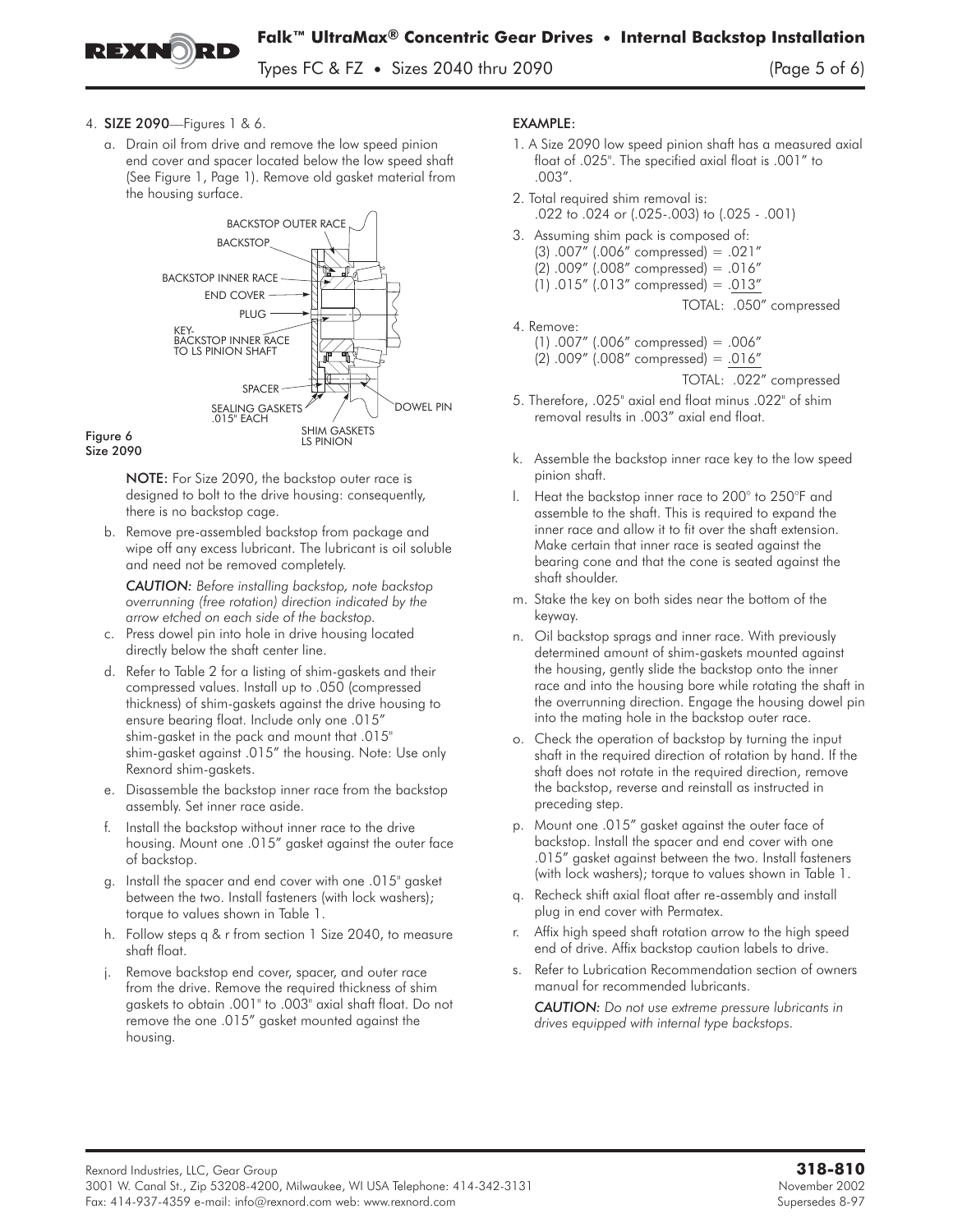4. **SIZE 2090**—Figures 1 & 6.

   a. Drain oil from drive and remove the low speed pinion end cover and spacer located below the low speed shaft (See Figure 1, Page 1). Remove old gasket material from the housing surface.

BACKSTOP OUTER RACE
BACKSTOP
BACKSTOP INNER RACE
END COVER
PLUG
KEY-BACKSTOP INNER RACE TO LS PINION SHAFT
SPACER
SEALING GASKETS .015" EACH
DOWEL PIN
SHIM GASKETS LS PINION

**Figure 6**
**Size 2090**

   **NOTE:** For Size 2090, the backstop outer race is designed to bolt to the drive housing: consequently, there is no backstop cage.

   b. Remove pre-assembled backstop from package and wipe off any excess lubricant. The lubricant is oil soluble and need not be removed completely.

   *CAUTION: Before installing backstop, note backstop overrunning (free rotation) direction indicated by the arrow etched on each side of the backstop.*

   c. Press dowel pin into hole in drive housing located directly below the shaft center line.

   d. Refer to Table 2 for a listing of shim-gaskets and their compressed values. Install up to .050 (compressed thickness) of shim-gaskets against the drive housing to ensure bearing float. Include only one .015" shim-gasket in the pack and mount that .015" shim-gasket against .015" the housing. Note: Use only Rexnord shim-gaskets.

   e. Disassemble the backstop inner race from the backstop assembly. Set inner race aside.

   f. Install the backstop without inner race to the drive housing. Mount one .015" gasket against the outer face of backstop.

   g. Install the spacer and end cover with one .015" gasket between the two. Install fasteners (with lock washers); torque to values shown in Table 1.

   h. Follow steps q & r from section 1 Size 2040, to measure shaft float.

   j. Remove backstop end cover, spacer, and outer race from the drive. Remove the required thickness of shim gaskets to obtain .001" to .003" axial shaft float. Do not remove the one .015" gasket mounted against the housing.

**EXAMPLE:**

1. A Size 2090 low speed pinion shaft has a measured axial float of .025". The specified axial float is .001" to .003".
2. Total required shim removal is:
   .022 to .024 or (.025-.003) to (.025 - .001)
3. Assuming shim pack is composed of:
   (3) .007" (.006" compressed) = .021"
   (2) .009" (.008" compressed) = .016"
   (1) .015" (.013" compressed) = .013"
   TOTAL: .050" compressed
4. Remove:
   (1) .007" (.006" compressed) = .006"
   (2) .009" (.008" compressed) = .016"
   TOTAL: .022" compressed
5. Therefore, .025" axial end float minus .022" of shim removal results in .003" axial end float.

   k. Assemble the backstop inner race key to the low speed pinion shaft.

   l. Heat the backstop inner race to 200° to 250°F and assemble to the shaft. This is required to expand the inner race and allow it to fit over the shaft extension. Make certain that inner race is seated against the bearing cone and that the cone is seated against the shaft shoulder.

   m. Stake the key on both sides near the bottom of the keyway.

   n. Oil backstop sprags and inner race. With previously determined amount of shim-gaskets mounted against the housing, gently slide the backstop onto the inner race and into the housing bore while rotating the shaft in the overrunning direction. Engage the housing dowel pin into the mating hole in the backstop outer race.

   o. Check the operation of backstop by turning the input shaft in the required direction of rotation by hand. If the shaft does not rotate in the required direction, remove the backstop, reverse and reinstall as instructed in preceding step.

   p. Mount one .015" gasket against the outer face of backstop. Install the spacer and end cover with one .015" gasket against between the two. Install fasteners (with lock washers); torque to values shown in Table 1.

   q. Recheck shift axial float after re-assembly and install plug in end cover with Permatex.

   r. Affix high speed shaft rotation arrow to the high speed end of drive. Affix backstop caution labels to drive.

   s. Refer to Lubrication Recommendation section of owners manual for recommended lubricants.

   *CAUTION: Do not use extreme pressure lubricants in drives equipped with internal type backstops.*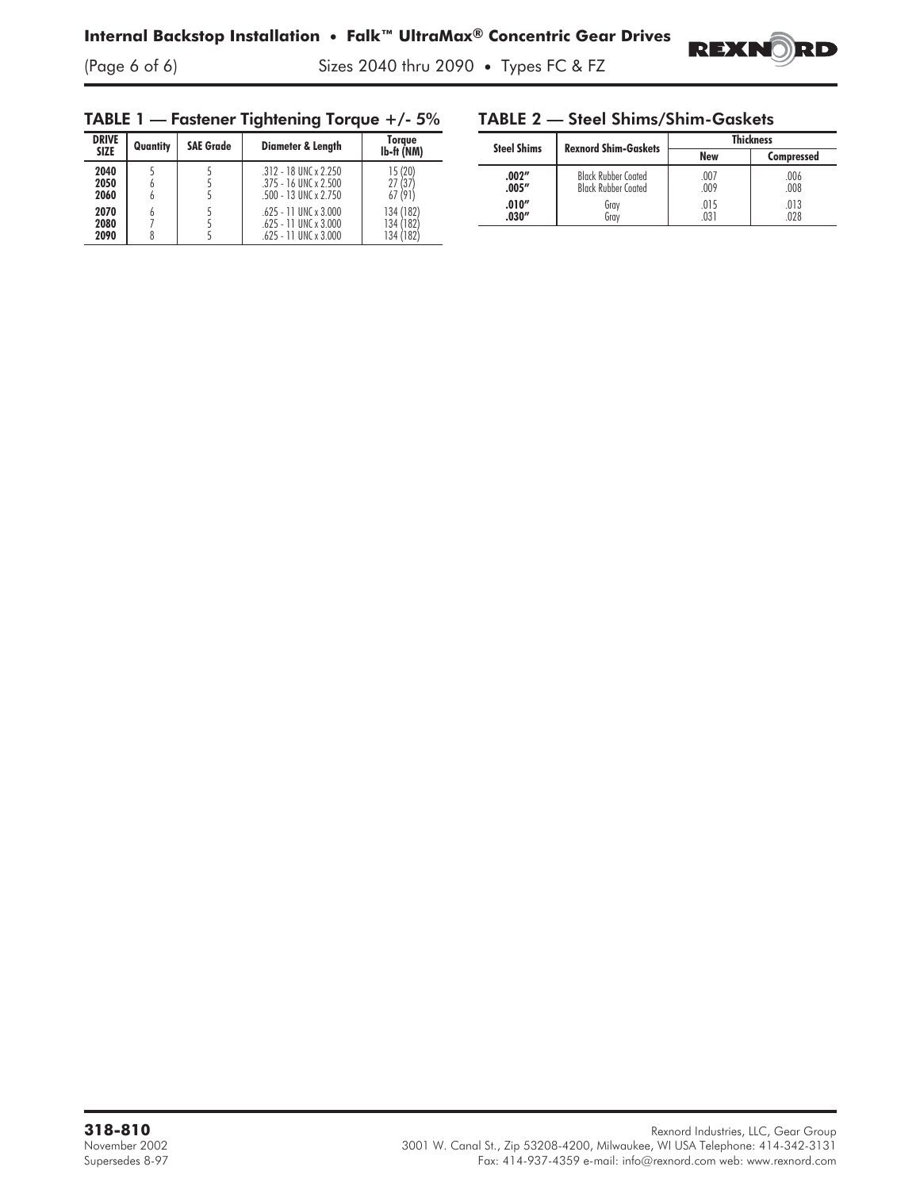## TABLE 1 — Fastener Tightening Torque +/- 5%

| DRIVE SIZE | Quantity | SAE Grade | Diameter & Length | Torque lb-ft (NM) |
|---|---|---|---|---|
| 2040 | 5 | 5 | .312 - 18 UNC x 2.250 | 15 (20) |
| 2050 | 6 | 5 | .375 - 16 UNC x 2.500 | 27 (37) |
| 2060 | 6 | 5 | .500 - 13 UNC x 2.750 | 67 (91) |
| 2070 | 6 | 5 | .625 - 11 UNC x 3.000 | 134 (182) |
| 2080 | 7 | 5 | .625 - 11 UNC x 3.000 | 134 (182) |
| 2090 | 8 | 5 | .625 - 11 UNC x 3.000 | 134 (182) |

## TABLE 2 — Steel Shims/Shim-Gaskets

| Steel Shims | Rexnord Shim-Gaskets | Thickness | |
|---|---|---|---|
| | | New | Compressed |
| .002″ | Black Rubber Coated | .007 | .006 |
| .005″ | Black Rubber Coated | .009 | .008 |
| .010″ | Gray | .015 | .013 |
| .030″ | Gray | .031 | .028 |

**318-810**
November 2002
Supersedes 8-97

Rexnord Industries, LLC, Gear Group
3001 W. Canal St., Zip 53208-4200, Milwaukee, WI USA Telephone: 414-342-3131
Fax: 414-937-4359 e-mail: info@rexnord.com web: www.rexnord.com